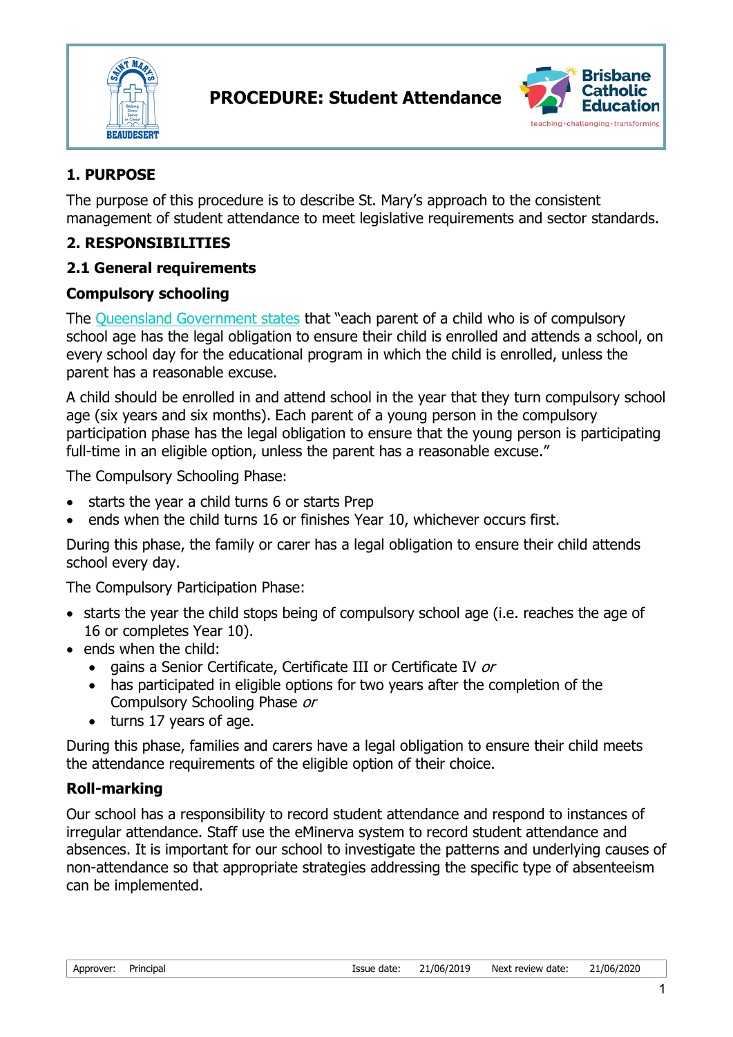# PROCEDURE: Student Attendance

## 1. PURPOSE

The purpose of this procedure is to describe St. Mary's approach to the consistent management of student attendance to meet legislative requirements and sector standards.

## 2. RESPONSIBILITIES

### 2.1 General requirements

#### Compulsory schooling

The Queensland Government states that "each parent of a child who is of compulsory school age has the legal obligation to ensure their child is enrolled and attends a school, on every school day for the educational program in which the child is enrolled, unless the parent has a reasonable excuse.

A child should be enrolled in and attend school in the year that they turn compulsory school age (six years and six months). Each parent of a young person in the compulsory participation phase has the legal obligation to ensure that the young person is participating full-time in an eligible option, unless the parent has a reasonable excuse."

The Compulsory Schooling Phase:

- starts the year a child turns 6 or starts Prep
- ends when the child turns 16 or finishes Year 10, whichever occurs first.

During this phase, the family or carer has a legal obligation to ensure their child attends school every day.

The Compulsory Participation Phase:

- starts the year the child stops being of compulsory school age (i.e. reaches the age of 16 or completes Year 10).
- ends when the child:
  - gains a Senior Certificate, Certificate III or Certificate IV *or*
  - has participated in eligible options for two years after the completion of the Compulsory Schooling Phase *or*
  - turns 17 years of age.

During this phase, families and carers have a legal obligation to ensure their child meets the attendance requirements of the eligible option of their choice.

#### Roll-marking

Our school has a responsibility to record student attendance and respond to instances of irregular attendance. Staff use the eMinerva system to record student attendance and absences. It is important for our school to investigate the patterns and underlying causes of non-attendance so that appropriate strategies addressing the specific type of absenteeism can be implemented.

| Approver: | Principal | Issue date: | 21/06/2019 | Next review date: | 21/06/2020 |
|---|---|---|---|---|---|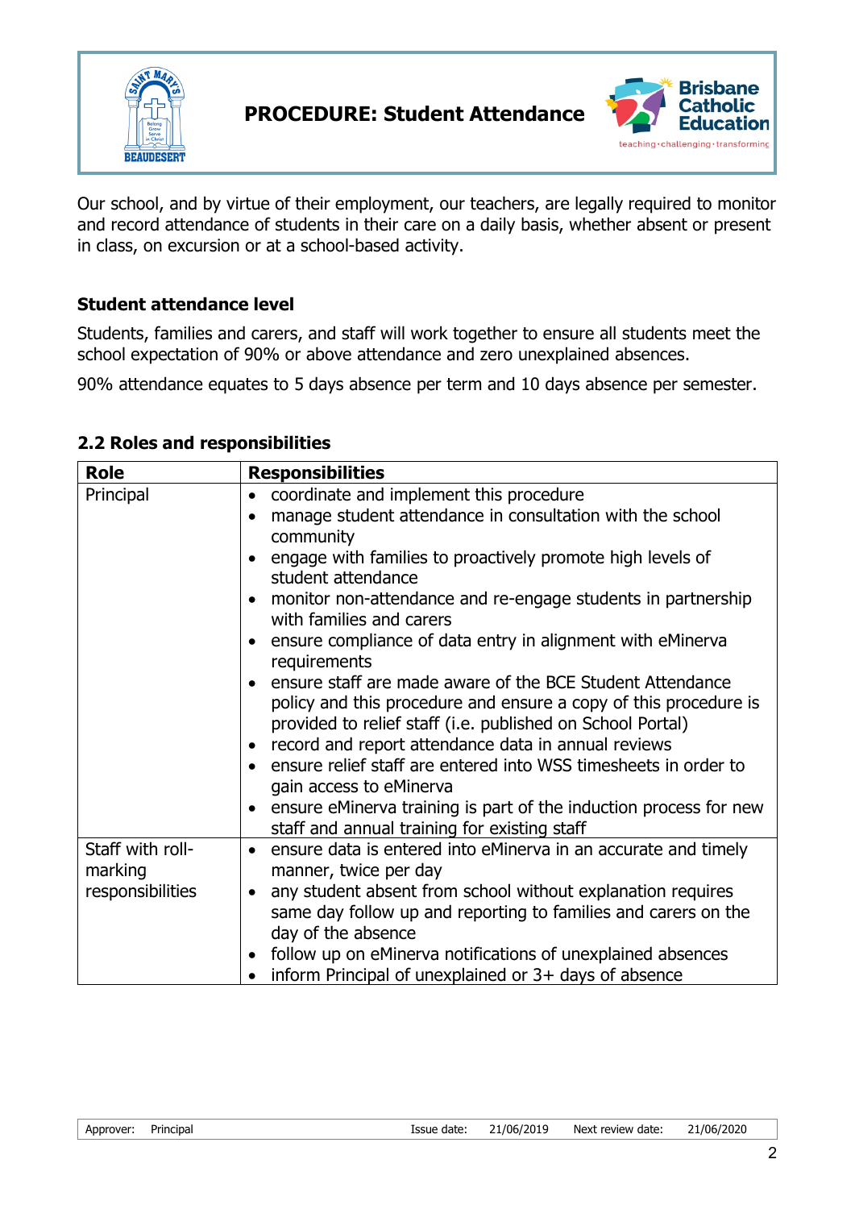Our school, and by virtue of their employment, our teachers, are legally required to monitor and record attendance of students in their care on a daily basis, whether absent or present in class, on excursion or at a school-based activity.

### Student attendance level

Students, families and carers, and staff will work together to ensure all students meet the school expectation of 90% or above attendance and zero unexplained absences.

90% attendance equates to 5 days absence per term and 10 days absence per semester.

### 2.2 Roles and responsibilities

| Role | Responsibilities |
|---|---|
| Principal | • coordinate and implement this procedure<br>• manage student attendance in consultation with the school community<br>• engage with families to proactively promote high levels of student attendance<br>• monitor non-attendance and re-engage students in partnership with families and carers<br>• ensure compliance of data entry in alignment with eMinerva requirements<br>• ensure staff are made aware of the BCE Student Attendance policy and this procedure and ensure a copy of this procedure is provided to relief staff (i.e. published on School Portal)<br>• record and report attendance data in annual reviews<br>• ensure relief staff are entered into WSS timesheets in order to gain access to eMinerva<br>• ensure eMinerva training is part of the induction process for new staff and annual training for existing staff |
| Staff with roll-marking responsibilities | • ensure data is entered into eMinerva in an accurate and timely manner, twice per day<br>• any student absent from school without explanation requires same day follow up and reporting to families and carers on the day of the absence<br>• follow up on eMinerva notifications of unexplained absences<br>• inform Principal of unexplained or 3+ days of absence |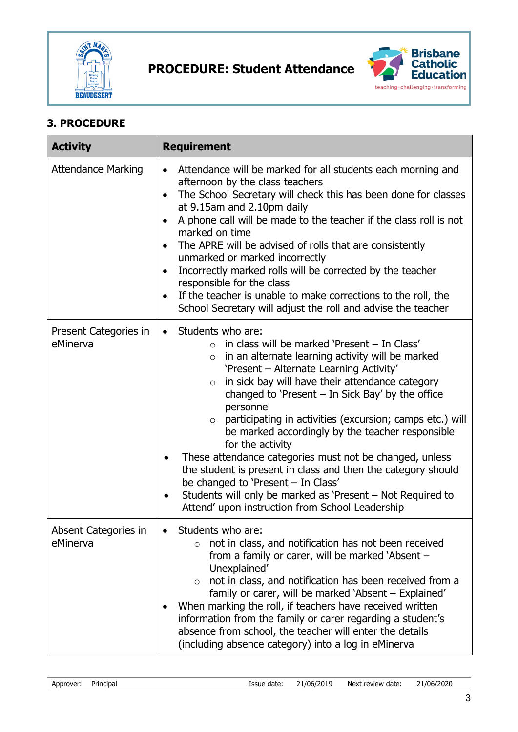## 3. PROCEDURE

| Activity | Requirement |
|---|---|
| Attendance Marking | • Attendance will be marked for all students each morning and afternoon by the class teachers<br>• The School Secretary will check this has been done for classes at 9.15am and 2.10pm daily<br>• A phone call will be made to the teacher if the class roll is not marked on time<br>• The APRE will be advised of rolls that are consistently unmarked or marked incorrectly<br>• Incorrectly marked rolls will be corrected by the teacher responsible for the class<br>• If the teacher is unable to make corrections to the roll, the School Secretary will adjust the roll and advise the teacher |
| Present Categories in eMinerva | • Students who are:<br>  ○ in class will be marked 'Present – In Class'<br>  ○ in an alternate learning activity will be marked 'Present – Alternate Learning Activity'<br>  ○ in sick bay will have their attendance category changed to 'Present – In Sick Bay' by the office personnel<br>  ○ participating in activities (excursion; camps etc.) will be marked accordingly by the teacher responsible for the activity<br>• These attendance categories must not be changed, unless the student is present in class and then the category should be changed to 'Present – In Class'<br>• Students will only be marked as 'Present – Not Required to Attend' upon instruction from School Leadership |
| Absent Categories in eMinerva | • Students who are:<br>  ○ not in class, and notification has not been received from a family or carer, will be marked 'Absent – Unexplained'<br>  ○ not in class, and notification has been received from a family or carer, will be marked 'Absent – Explained'<br>• When marking the roll, if teachers have received written information from the family or carer regarding a student's absence from school, the teacher will enter the details (including absence category) into a log in eMinerva |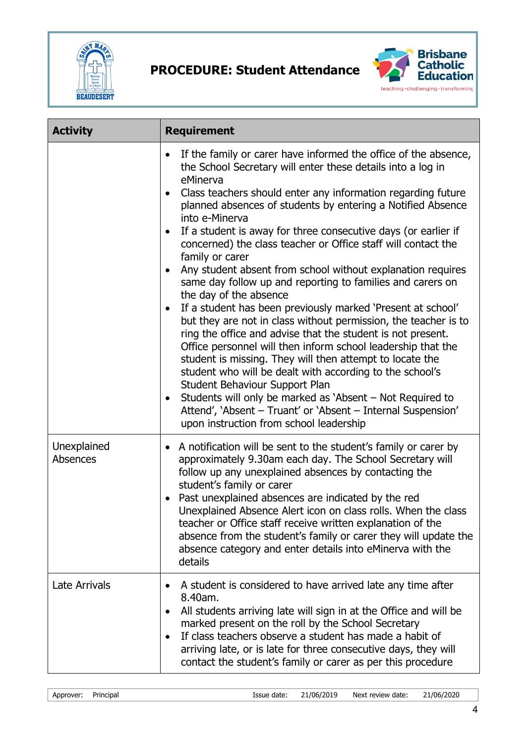| Activity | Requirement |
|---|---|
| | • If the family or carer have informed the office of the absence, the School Secretary will enter these details into a log in eMinerva<br>• Class teachers should enter any information regarding future planned absences of students by entering a Notified Absence into e-Minerva<br>• If a student is away for three consecutive days (or earlier if concerned) the class teacher or Office staff will contact the family or carer<br>• Any student absent from school without explanation requires same day follow up and reporting to families and carers on the day of the absence<br>• If a student has been previously marked 'Present at school' but they are not in class without permission, the teacher is to ring the office and advise that the student is not present. Office personnel will then inform school leadership that the student is missing. They will then attempt to locate the student who will be dealt with according to the school's Student Behaviour Support Plan<br>• Students will only be marked as 'Absent – Not Required to Attend', 'Absent – Truant' or 'Absent – Internal Suspension' upon instruction from school leadership |
| Unexplained Absences | • A notification will be sent to the student's family or carer by approximately 9.30am each day. The School Secretary will follow up any unexplained absences by contacting the student's family or carer<br>• Past unexplained absences are indicated by the red Unexplained Absence Alert icon on class rolls. When the class teacher or Office staff receive written explanation of the absence from the student's family or carer they will update the absence category and enter details into eMinerva with the details |
| Late Arrivals | • A student is considered to have arrived late any time after 8.40am.<br>• All students arriving late will sign in at the Office and will be marked present on the roll by the School Secretary<br>• If class teachers observe a student has made a habit of arriving late, or is late for three consecutive days, they will contact the student's family or carer as per this procedure |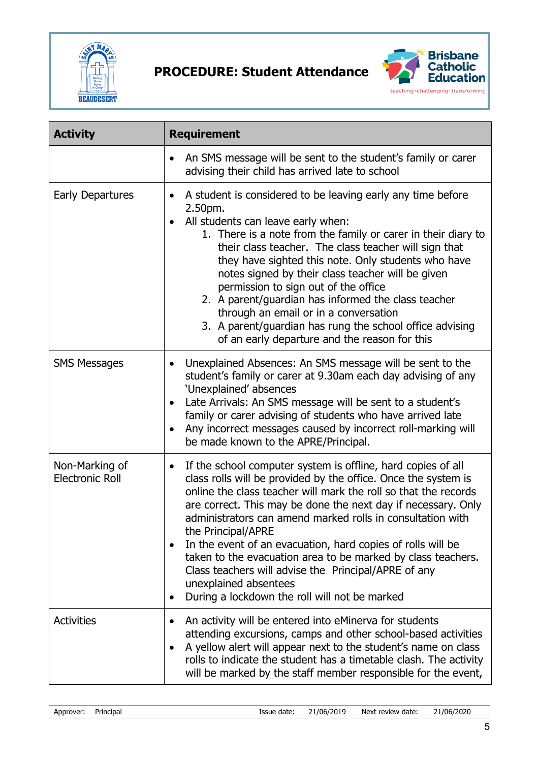| Activity | Requirement |
|---|---|
| | • An SMS message will be sent to the student's family or carer advising their child has arrived late to school |
| Early Departures | • A student is considered to be leaving early any time before 2.50pm.<br>• All students can leave early when:<br>1. There is a note from the family or carer in their diary to their class teacher. The class teacher will sign that they have sighted this note. Only students who have notes signed by their class teacher will be given permission to sign out of the office<br>2. A parent/guardian has informed the class teacher through an email or in a conversation<br>3. A parent/guardian has rung the school office advising of an early departure and the reason for this |
| SMS Messages | • Unexplained Absences: An SMS message will be sent to the student's family or carer at 9.30am each day advising of any 'Unexplained' absences<br>• Late Arrivals: An SMS message will be sent to a student's family or carer advising of students who have arrived late<br>• Any incorrect messages caused by incorrect roll-marking will be made known to the APRE/Principal. |
| Non-Marking of Electronic Roll | • If the school computer system is offline, hard copies of all class rolls will be provided by the office. Once the system is online the class teacher will mark the roll so that the records are correct. This may be done the next day if necessary. Only administrators can amend marked rolls in consultation with the Principal/APRE<br>• In the event of an evacuation, hard copies of rolls will be taken to the evacuation area to be marked by class teachers. Class teachers will advise the Principal/APRE of any unexplained absentees<br>• During a lockdown the roll will not be marked |
| Activities | • An activity will be entered into eMinerva for students attending excursions, camps and other school-based activities<br>• A yellow alert will appear next to the student's name on class rolls to indicate the student has a timetable clash. The activity will be marked by the staff member responsible for the event, |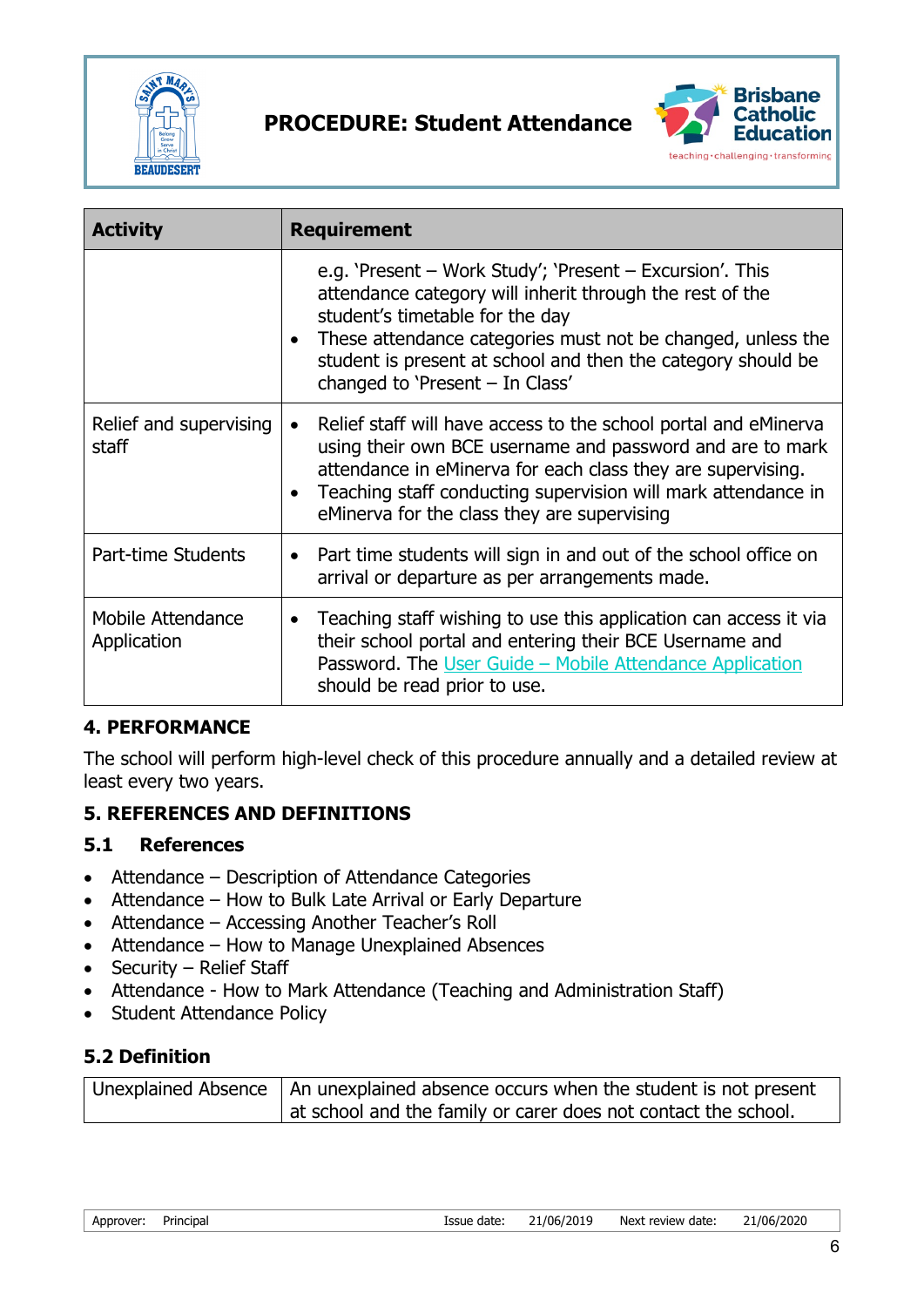| Activity | Requirement |
|---|---|
| | e.g. 'Present – Work Study'; 'Present – Excursion'. This attendance category will inherit through the rest of the student's timetable for the day<br>• These attendance categories must not be changed, unless the student is present at school and then the category should be changed to 'Present – In Class' |
| Relief and supervising staff | • Relief staff will have access to the school portal and eMinerva using their own BCE username and password and are to mark attendance in eMinerva for each class they are supervising.<br>• Teaching staff conducting supervision will mark attendance in eMinerva for the class they are supervising |
| Part-time Students | • Part time students will sign in and out of the school office on arrival or departure as per arrangements made. |
| Mobile Attendance Application | • Teaching staff wishing to use this application can access it via their school portal and entering their BCE Username and Password. The User Guide – Mobile Attendance Application should be read prior to use. |

## 4. PERFORMANCE

The school will perform high-level check of this procedure annually and a detailed review at least every two years.

## 5. REFERENCES AND DEFINITIONS

### 5.1 References

- Attendance – Description of Attendance Categories
- Attendance – How to Bulk Late Arrival or Early Departure
- Attendance – Accessing Another Teacher's Roll
- Attendance – How to Manage Unexplained Absences
- Security – Relief Staff
- Attendance - How to Mark Attendance (Teaching and Administration Staff)
- Student Attendance Policy

### 5.2 Definition

| | |
|---|---|
| Unexplained Absence | An unexplained absence occurs when the student is not present at school and the family or carer does not contact the school. |